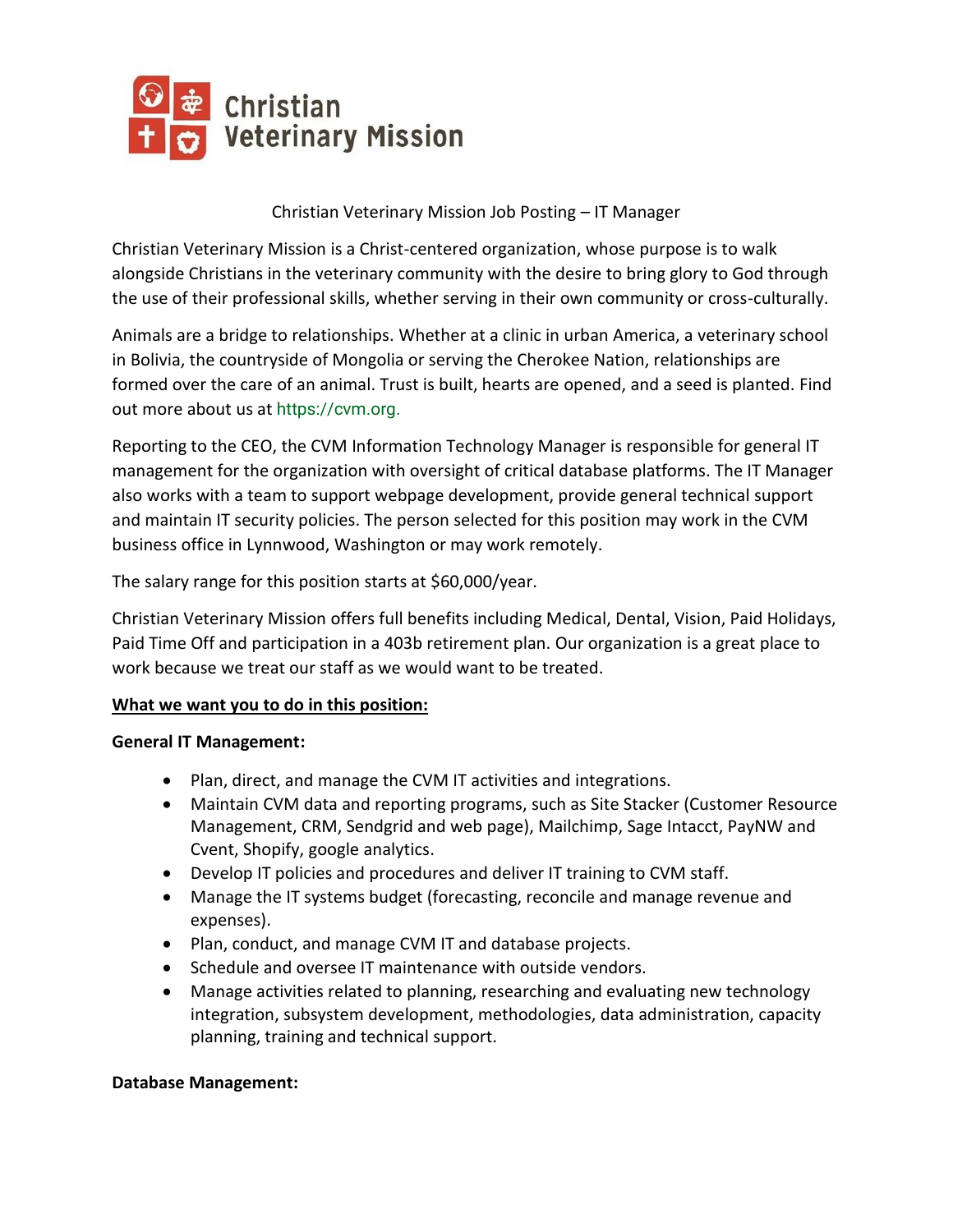Christian Veterinary Mission

Christian Veterinary Mission Job Posting – IT Manager

Christian Veterinary Mission is a Christ-centered organization, whose purpose is to walk alongside Christians in the veterinary community with the desire to bring glory to God through the use of their professional skills, whether serving in their own community or cross-culturally.

Animals are a bridge to relationships. Whether at a clinic in urban America, a veterinary school in Bolivia, the countryside of Mongolia or serving the Cherokee Nation, relationships are formed over the care of an animal. Trust is built, hearts are opened, and a seed is planted. Find out more about us at https://cvm.org.

Reporting to the CEO, the CVM Information Technology Manager is responsible for general IT management for the organization with oversight of critical database platforms. The IT Manager also works with a team to support webpage development, provide general technical support and maintain IT security policies. The person selected for this position may work in the CVM business office in Lynnwood, Washington or may work remotely.

The salary range for this position starts at $60,000/year.

Christian Veterinary Mission offers full benefits including Medical, Dental, Vision, Paid Holidays, Paid Time Off and participation in a 403b retirement plan. Our organization is a great place to work because we treat our staff as we would want to be treated.

**What we want you to do in this position:**

**General IT Management:**

- Plan, direct, and manage the CVM IT activities and integrations.
- Maintain CVM data and reporting programs, such as Site Stacker (Customer Resource Management, CRM, Sendgrid and web page), Mailchimp, Sage Intacct, PayNW and Cvent, Shopify, google analytics.
- Develop IT policies and procedures and deliver IT training to CVM staff.
- Manage the IT systems budget (forecasting, reconcile and manage revenue and expenses).
- Plan, conduct, and manage CVM IT and database projects.
- Schedule and oversee IT maintenance with outside vendors.
- Manage activities related to planning, researching and evaluating new technology integration, subsystem development, methodologies, data administration, capacity planning, training and technical support.

**Database Management:**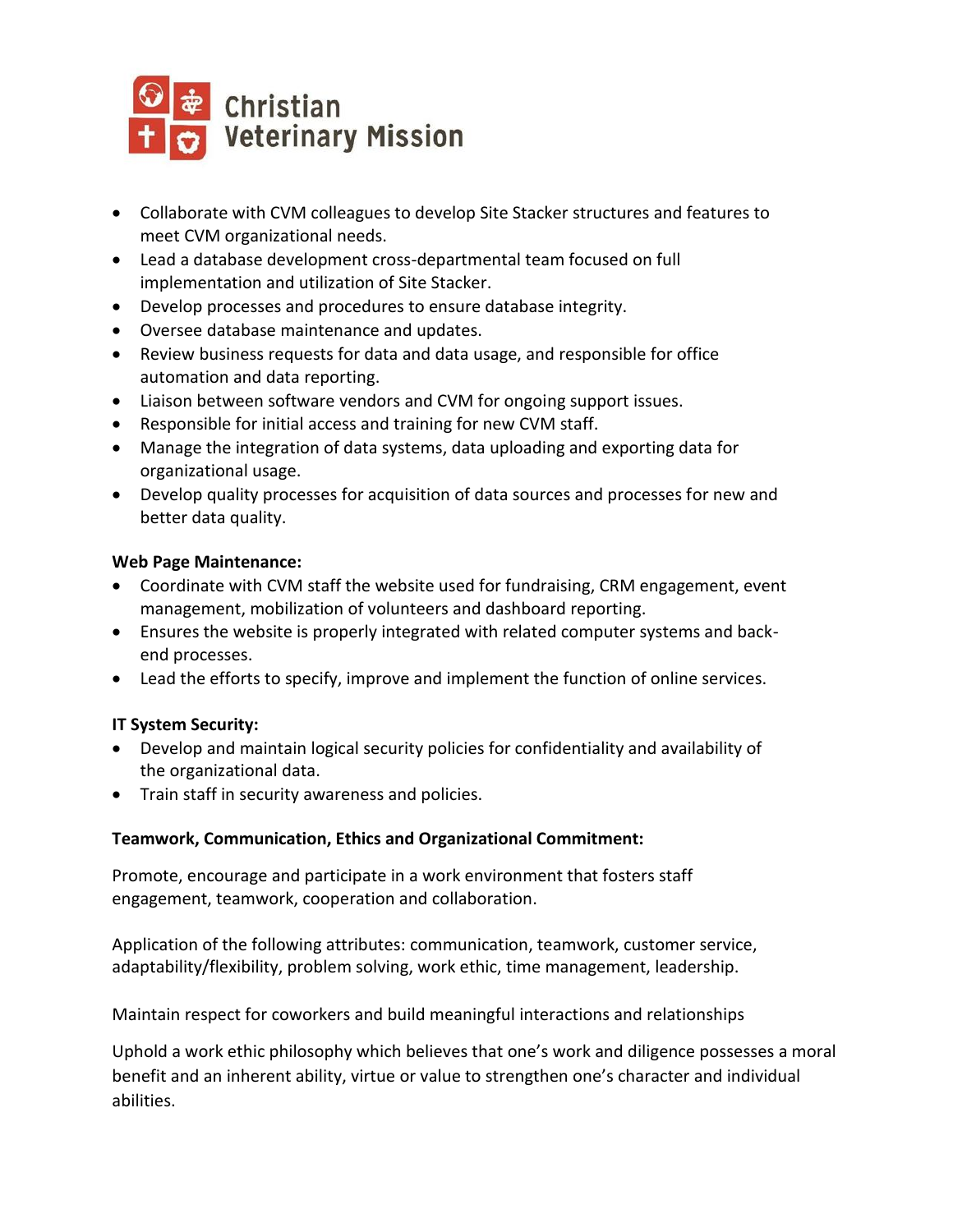- Collaborate with CVM colleagues to develop Site Stacker structures and features to meet CVM organizational needs.
- Lead a database development cross-departmental team focused on full implementation and utilization of Site Stacker.
- Develop processes and procedures to ensure database integrity.
- Oversee database maintenance and updates.
- Review business requests for data and data usage, and responsible for office automation and data reporting.
- Liaison between software vendors and CVM for ongoing support issues.
- Responsible for initial access and training for new CVM staff.
- Manage the integration of data systems, data uploading and exporting data for organizational usage.
- Develop quality processes for acquisition of data sources and processes for new and better data quality.

**Web Page Maintenance:**

- Coordinate with CVM staff the website used for fundraising, CRM engagement, event management, mobilization of volunteers and dashboard reporting.
- Ensures the website is properly integrated with related computer systems and back-end processes.
- Lead the efforts to specify, improve and implement the function of online services.

**IT System Security:**

- Develop and maintain logical security policies for confidentiality and availability of the organizational data.
- Train staff in security awareness and policies.

**Teamwork, Communication, Ethics and Organizational Commitment:**

Promote, encourage and participate in a work environment that fosters staff engagement, teamwork, cooperation and collaboration.

Application of the following attributes: communication, teamwork, customer service, adaptability/flexibility, problem solving, work ethic, time management, leadership.

Maintain respect for coworkers and build meaningful interactions and relationships

Uphold a work ethic philosophy which believes that one's work and diligence possesses a moral benefit and an inherent ability, virtue or value to strengthen one's character and individual abilities.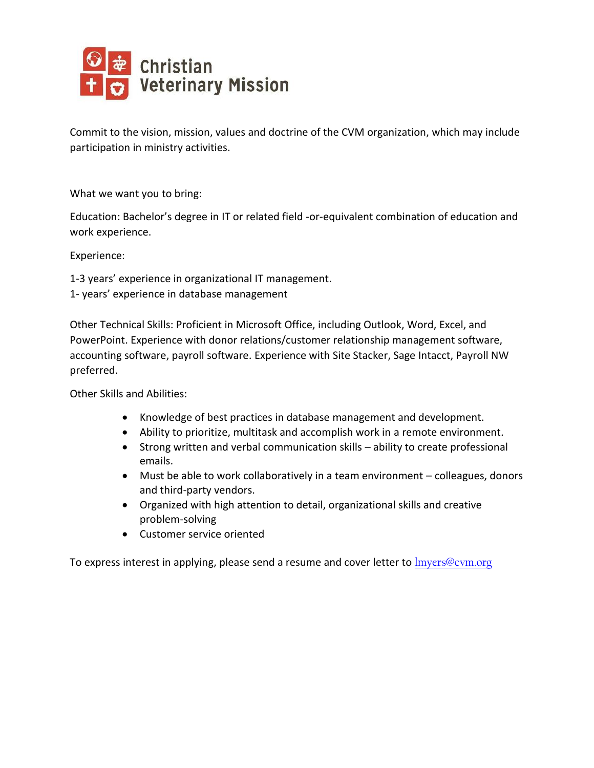Christian Veterinary Mission

Commit to the vision, mission, values and doctrine of the CVM organization, which may include participation in ministry activities.

What we want you to bring:

Education: Bachelor's degree in IT or related field -or-equivalent combination of education and work experience.

Experience:

1-3 years' experience in organizational IT management.
1- years' experience in database management

Other Technical Skills: Proficient in Microsoft Office, including Outlook, Word, Excel, and PowerPoint. Experience with donor relations/customer relationship management software, accounting software, payroll software. Experience with Site Stacker, Sage Intacct, Payroll NW preferred.

Other Skills and Abilities:

- Knowledge of best practices in database management and development.
- Ability to prioritize, multitask and accomplish work in a remote environment.
- Strong written and verbal communication skills – ability to create professional emails.
- Must be able to work collaboratively in a team environment – colleagues, donors and third-party vendors.
- Organized with high attention to detail, organizational skills and creative problem-solving
- Customer service oriented

To express interest in applying, please send a resume and cover letter to lmyers@cvm.org